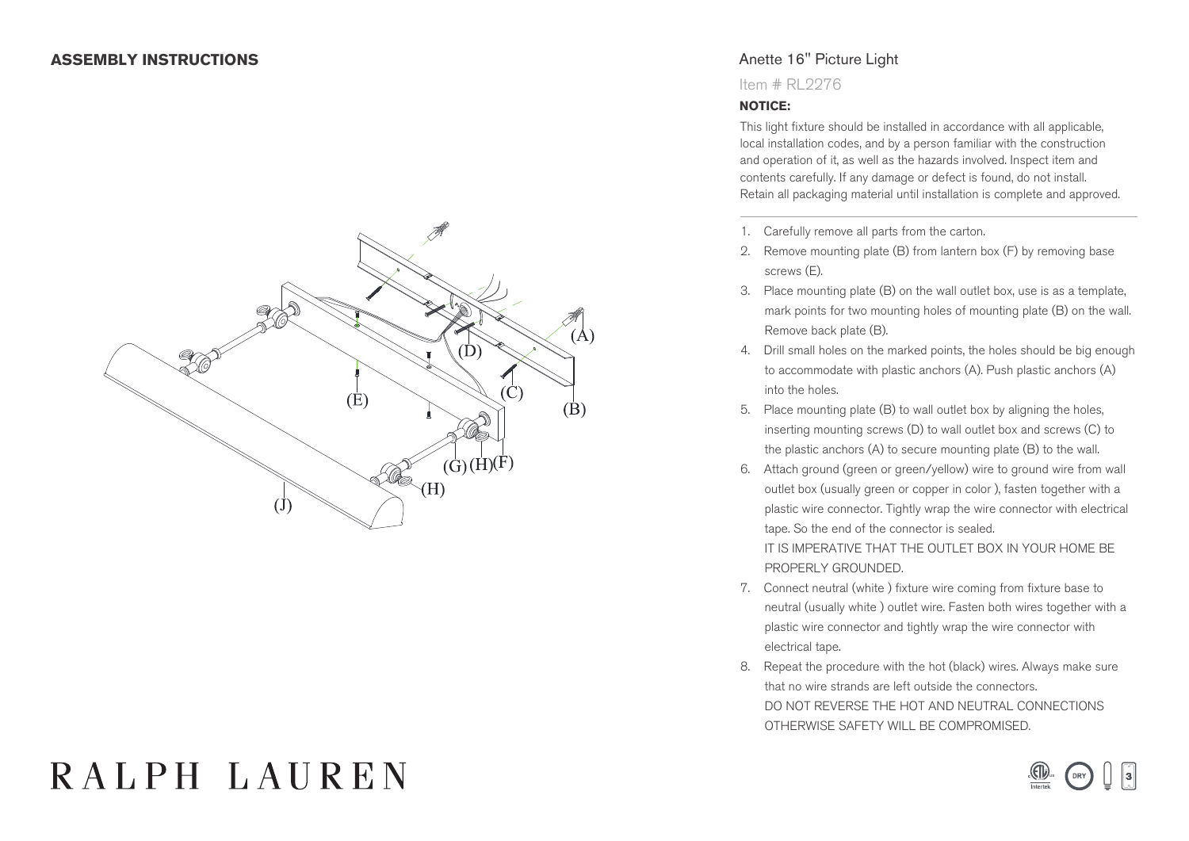## ASSEMBLY INSTRUCTIONS

## Anette 16" Picture Light

Item # RL2276

**NOTICE:**

This light fixture should be installed in accordance with all applicable, local installation codes, and by a person familiar with the construction and operation of it, as well as the hazards involved. Inspect item and contents carefully. If any damage or defect is found, do not install. Retain all packaging material until installation is complete and approved.

1. Carefully remove all parts from the carton.
2. Remove mounting plate (B) from lantern box (F) by removing base screws (E).
3. Place mounting plate (B) on the wall outlet box, use is as a template, mark points for two mounting holes of mounting plate (B) on the wall. Remove back plate (B).
4. Drill small holes on the marked points, the holes should be big enough to accommodate with plastic anchors (A). Push plastic anchors (A) into the holes.
5. Place mounting plate (B) to wall outlet box by aligning the holes, inserting mounting screws (D) to wall outlet box and screws (C) to the plastic anchors (A) to secure mounting plate (B) to the wall.
6. Attach ground (green or green/yellow) wire to ground wire from wall outlet box (usually green or copper in color ), fasten together with a plastic wire connector. Tightly wrap the wire connector with electrical tape. So the end of the connector is sealed.
   IT IS IMPERATIVE THAT THE OUTLET BOX IN YOUR HOME BE PROPERLY GROUNDED.
7. Connect neutral (white ) fixture wire coming from fixture base to neutral (usually white ) outlet wire. Fasten both wires together with a plastic wire connector and tightly wrap the wire connector with electrical tape.
8. Repeat the procedure with the hot (black) wires. Always make sure that no wire strands are left outside the connectors.
   DO NOT REVERSE THE HOT AND NEUTRAL CONNECTIONS OTHERWISE SAFETY WILL BE COMPROMISED.

RALPH LAUREN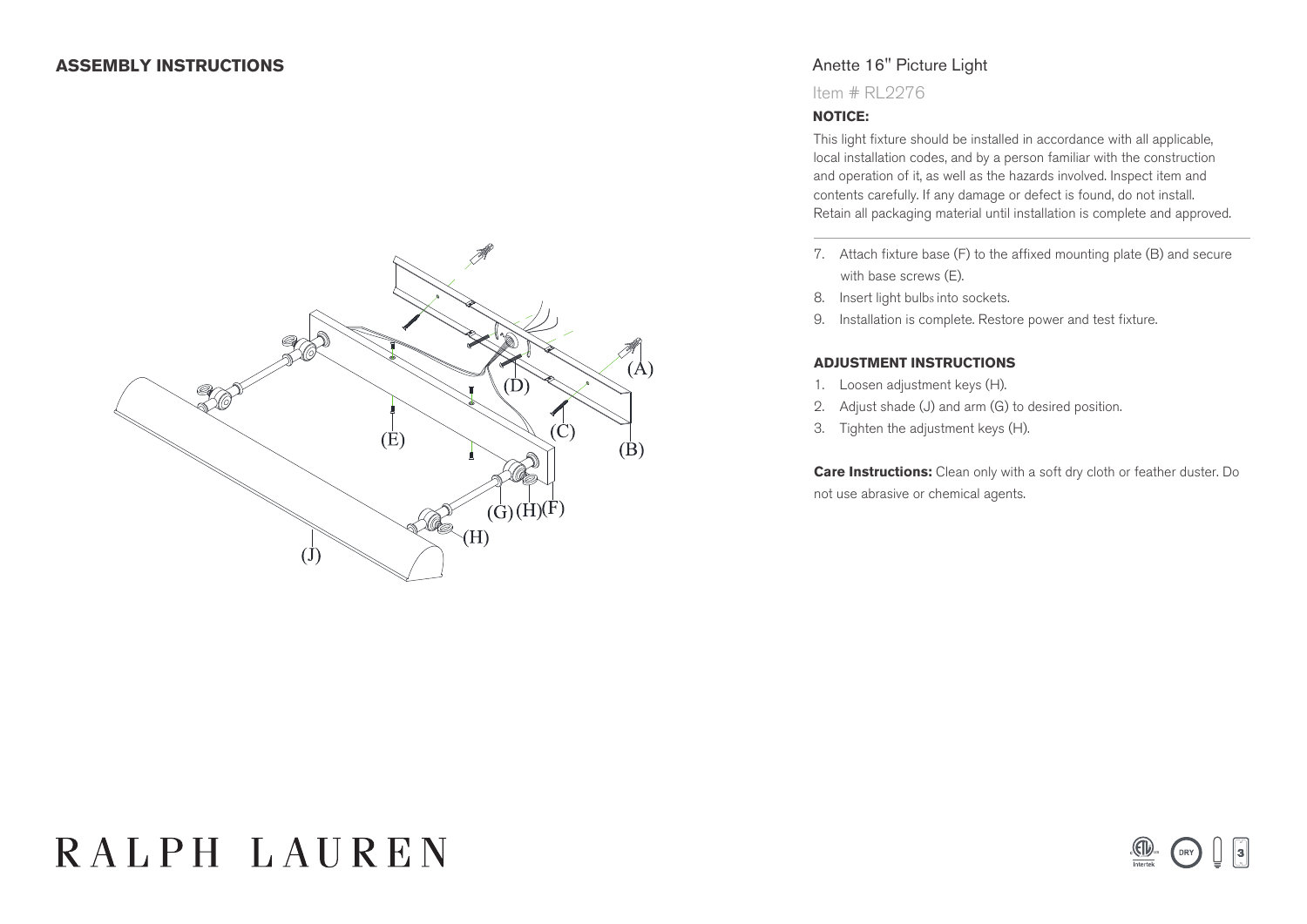## ASSEMBLY INSTRUCTIONS

(A)

(B)

(C)

(D)

(E)

(F)

(G)

(H)

(H)

(J)

## Anette 16" Picture Light

Item # RL2276

**NOTICE:**

This light fixture should be installed in accordance with all applicable, local installation codes, and by a person familiar with the construction and operation of it, as well as the hazards involved. Inspect item and contents carefully. If any damage or defect is found, do not install. Retain all packaging material until installation is complete and approved.

7. Attach fixture base (F) to the affixed mounting plate (B) and secure with base screws (E).
8. Insert light bulbs into sockets.
9. Installation is complete. Restore power and test fixture.

**ADJUSTMENT INSTRUCTIONS**

1. Loosen adjustment keys (H).
2. Adjust shade (J) and arm (G) to desired position.
3. Tighten the adjustment keys (H).

**Care Instructions:** Clean only with a soft dry cloth or feather duster. Do not use abrasive or chemical agents.

RALPH LAUREN

Intertek

DRY

3